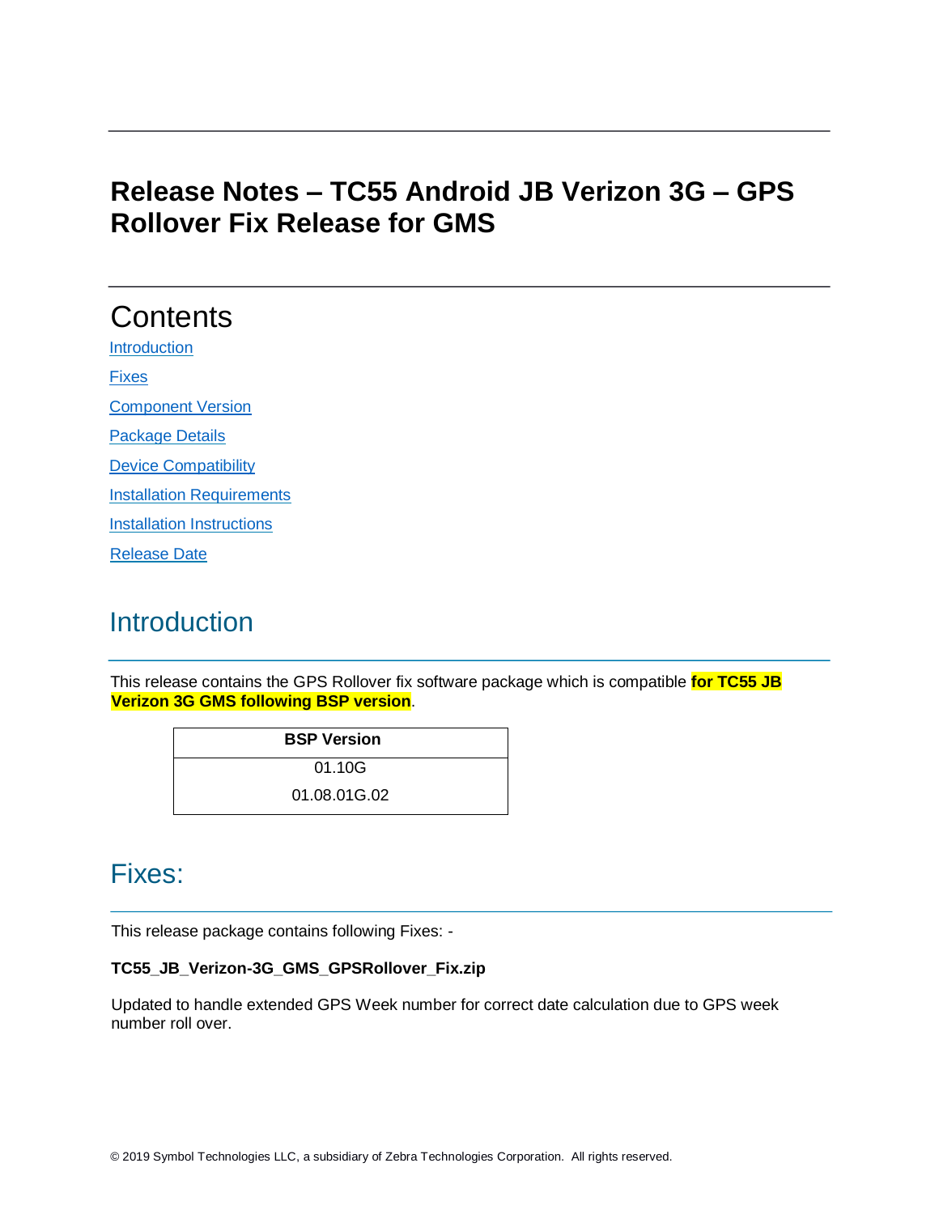# Release Notes – TC55 Android JB Verizon 3G – GPS Rollover Fix Release for GMS

## Contents

[Introduction](#introduction)

[Fixes](#fixes)

[Component Version](#component-version)

[Package Details](#package-details)

[Device Compatibility](#device-compatibility)

[Installation Requirements](#installation-requirements)

[Installation Instructions](#installation-instructions)

[Release Date](#release-date)

## Introduction

This release contains the GPS Rollover fix software package which is compatible **for TC55 JB Verizon 3G GMS following BSP version**.

| BSP Version |
| --- |
| 01.10G |
| 01.08.01G.02 |

## Fixes:

This release package contains following Fixes: -

**TC55_JB_Verizon-3G_GMS_GPSRollover_Fix.zip**

Updated to handle extended GPS Week number for correct date calculation due to GPS week number roll over.

© 2019 Symbol Technologies LLC, a subsidiary of Zebra Technologies Corporation. All rights reserved.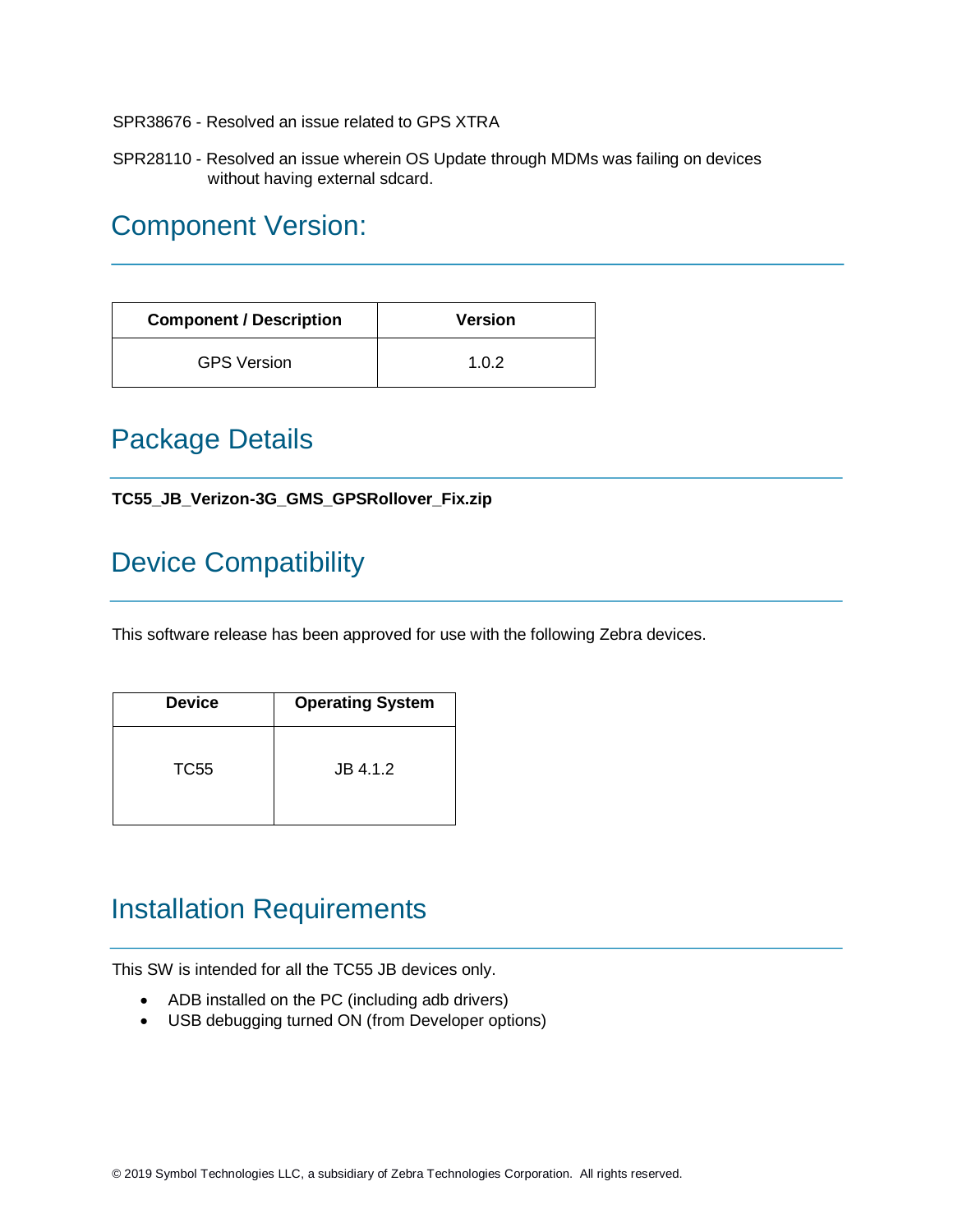SPR38676 - Resolved an issue related to GPS XTRA

SPR28110 - Resolved an issue wherein OS Update through MDMs was failing on devices without having external sdcard.

## Component Version:

| Component / Description | Version |
| --- | --- |
| GPS Version | 1.0.2 |

## Package Details

**TC55_JB_Verizon-3G_GMS_GPSRollover_Fix.zip**

## Device Compatibility

This software release has been approved for use with the following Zebra devices.

| Device | Operating System |
| --- | --- |
| TC55 | JB 4.1.2 |

## Installation Requirements

This SW is intended for all the TC55 JB devices only.

- ADB installed on the PC (including adb drivers)
- USB debugging turned ON (from Developer options)

© 2019 Symbol Technologies LLC, a subsidiary of Zebra Technologies Corporation. All rights reserved.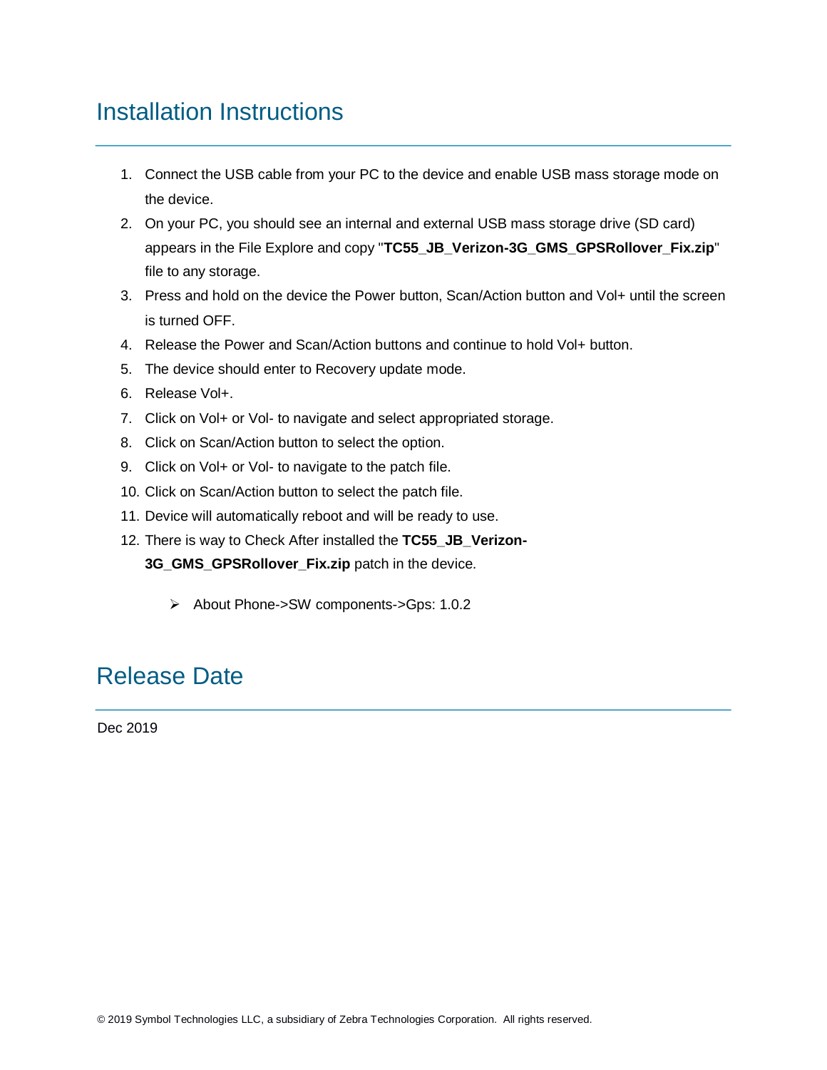## Installation Instructions

1. Connect the USB cable from your PC to the device and enable USB mass storage mode on the device.
2. On your PC, you should see an internal and external USB mass storage drive (SD card) appears in the File Explore and copy "**TC55_JB_Verizon-3G_GMS_GPSRollover_Fix.zip**" file to any storage.
3. Press and hold on the device the Power button, Scan/Action button and Vol+ until the screen is turned OFF.
4. Release the Power and Scan/Action buttons and continue to hold Vol+ button.
5. The device should enter to Recovery update mode.
6. Release Vol+.
7. Click on Vol+ or Vol- to navigate and select appropriated storage.
8. Click on Scan/Action button to select the option.
9. Click on Vol+ or Vol- to navigate to the patch file.
10. Click on Scan/Action button to select the patch file.
11. Device will automatically reboot and will be ready to use.
12. There is way to Check After installed the **TC55_JB_Verizon-3G_GMS_GPSRollover_Fix.zip** patch in the device.

    - About Phone->SW components->Gps: 1.0.2

## Release Date

Dec 2019

© 2019 Symbol Technologies LLC, a subsidiary of Zebra Technologies Corporation. All rights reserved.